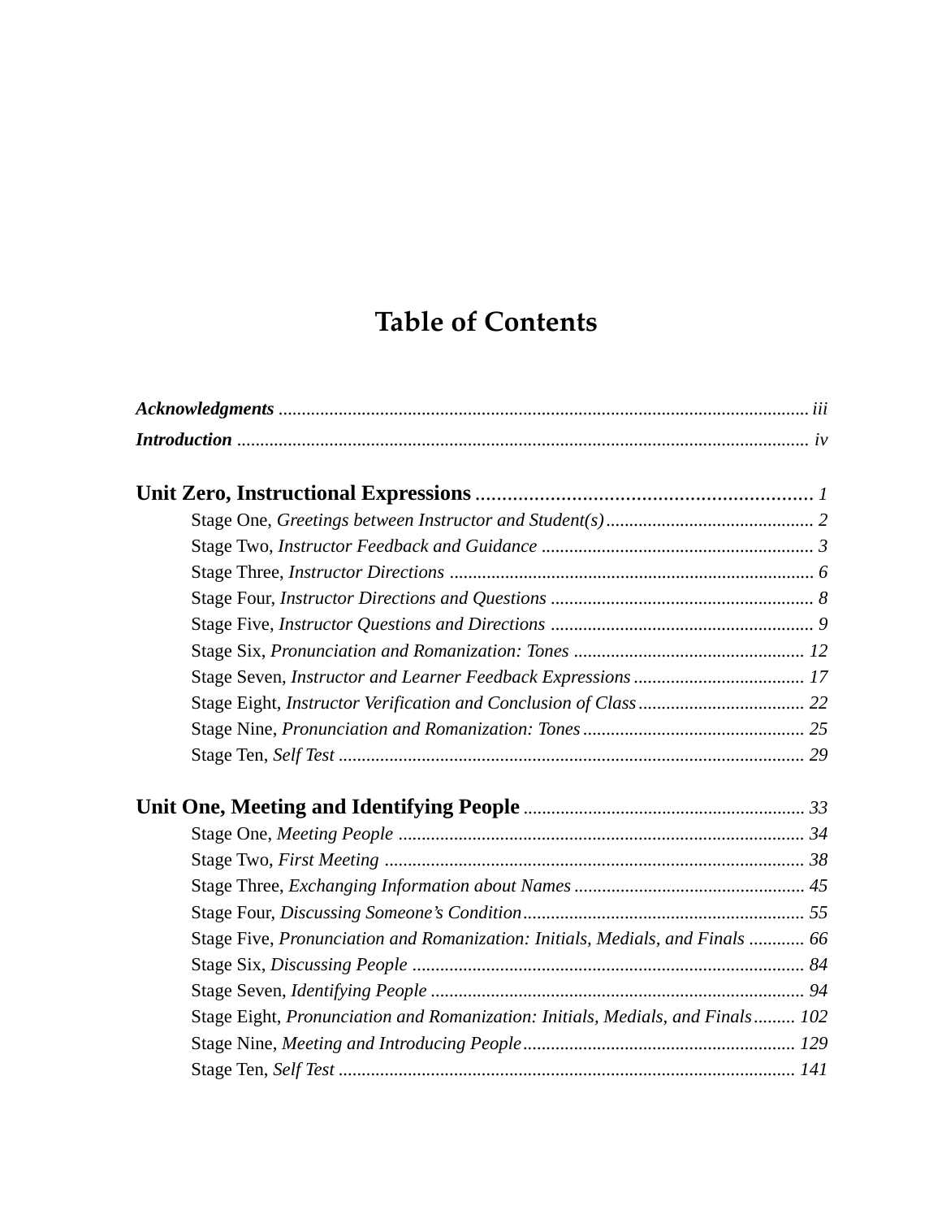# Table of Contents

***Acknowledgments*** ........ *iii*

***Introduction*** ........ *iv*

**Unit Zero, Instructional Expressions** ........ *1*

- Stage One, *Greetings between Instructor and Student(s)* ........ *2*
- Stage Two, *Instructor Feedback and Guidance* ........ *3*
- Stage Three, *Instructor Directions* ........ *6*
- Stage Four, *Instructor Directions and Questions* ........ *8*
- Stage Five, *Instructor Questions and Directions* ........ *9*
- Stage Six, *Pronunciation and Romanization: Tones* ........ *12*
- Stage Seven, *Instructor and Learner Feedback Expressions* ........ *17*
- Stage Eight, *Instructor Verification and Conclusion of Class* ........ *22*
- Stage Nine, *Pronunciation and Romanization: Tones* ........ *25*
- Stage Ten, *Self Test* ........ *29*

**Unit One, Meeting and Identifying People** ........ *33*

- Stage One, *Meeting People* ........ *34*
- Stage Two, *First Meeting* ........ *38*
- Stage Three, *Exchanging Information about Names* ........ *45*
- Stage Four, *Discussing Someone's Condition* ........ *55*
- Stage Five, *Pronunciation and Romanization: Initials, Medials, and Finals* ........ *66*
- Stage Six, *Discussing People* ........ *84*
- Stage Seven, *Identifying People* ........ *94*
- Stage Eight, *Pronunciation and Romanization: Initials, Medials, and Finals* ........ *102*
- Stage Nine, *Meeting and Introducing People* ........ *129*
- Stage Ten, *Self Test* ........ *141*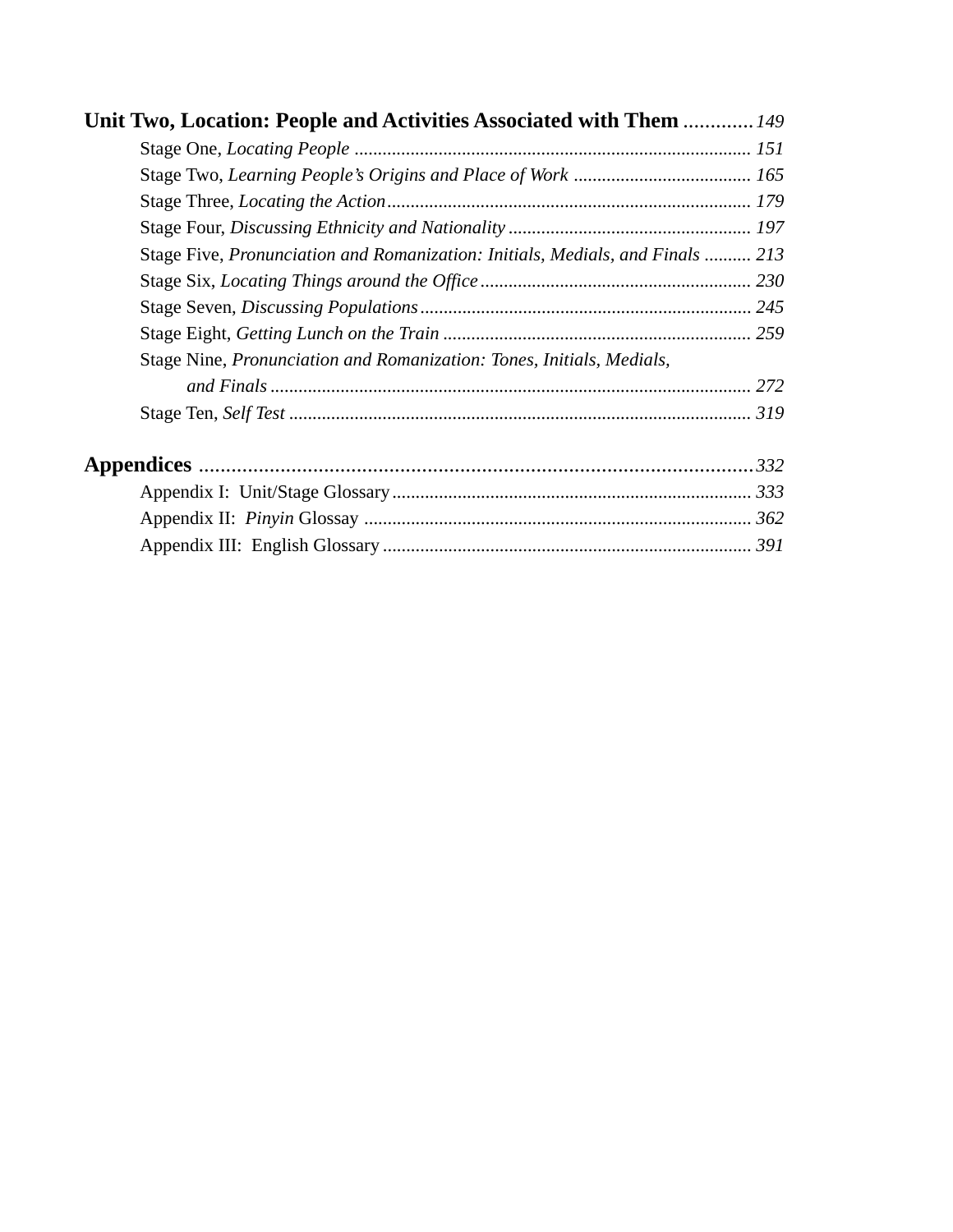**Unit Two, Location: People and Activities Associated with Them** ............. *149*

Stage One, *Locating People* ..................................................................................... *151*

Stage Two, *Learning People's Origins and Place of Work* ...................................... *165*

Stage Three, *Locating the Action*.............................................................................. *179*

Stage Four, *Discussing Ethnicity and Nationality* .................................................... *197*

Stage Five, *Pronunciation and Romanization: Initials, Medials, and Finals* .......... *213*

Stage Six, *Locating Things around the Office* .......................................................... *230*

Stage Seven, *Discussing Populations*....................................................................... *245*

Stage Eight, *Getting Lunch on the Train* .................................................................. *259*

Stage Nine, *Pronunciation and Romanization: Tones, Initials, Medials, and Finals* ........................................................................................................ *272*

Stage Ten, *Self Test* ................................................................................................... *319*

**Appendices** ......................................................................................................... *332*

Appendix I: Unit/Stage Glossary............................................................................. *333*

Appendix II: *Pinyin* Glossay ................................................................................... *362*

Appendix III: English Glossary ............................................................................... *391*